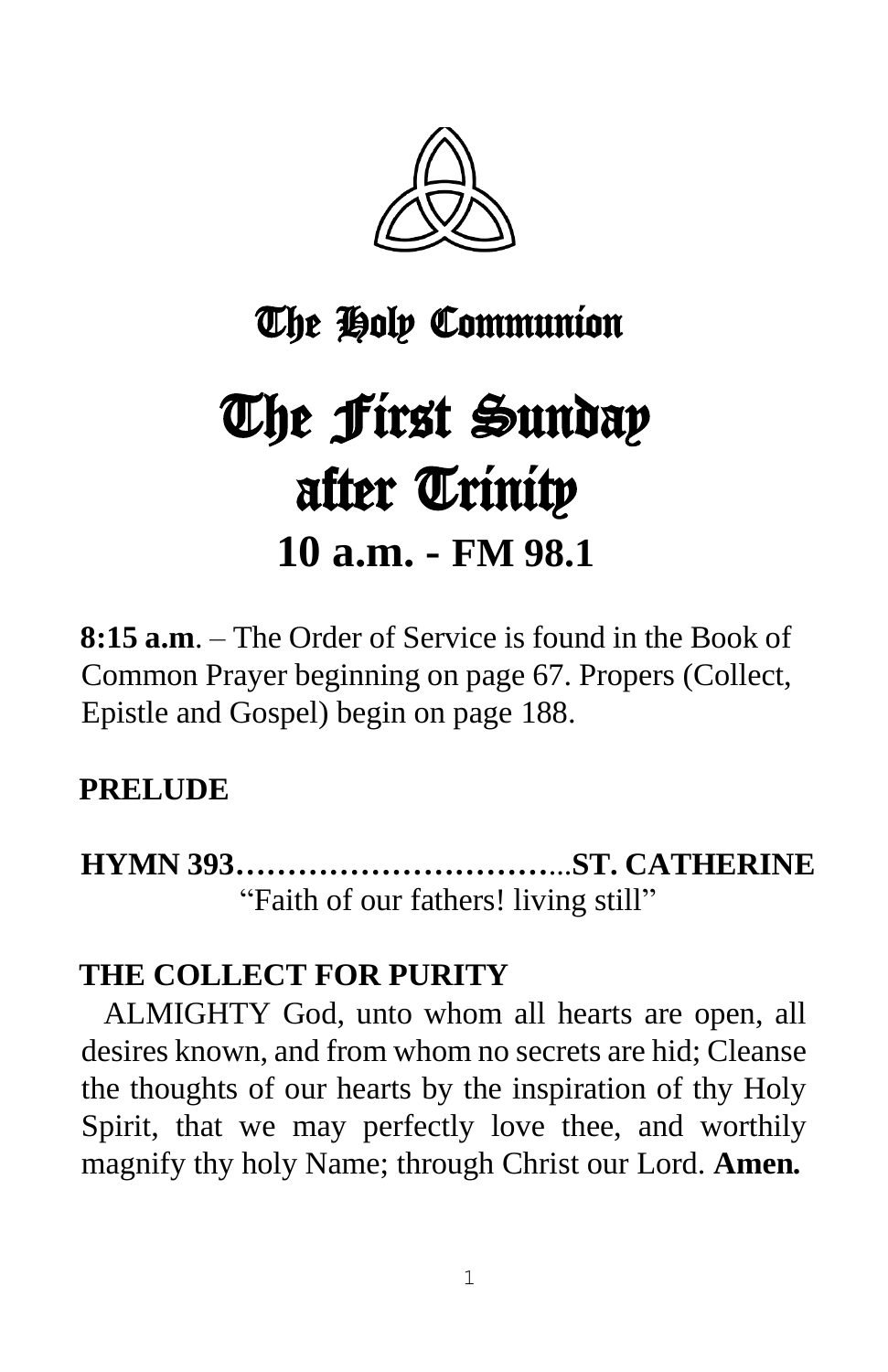# The Holy Communion

# The First Sunday after Trinity

## 10 a.m. - FM 98.1

**8:15 a.m**. – The Order of Service is found in the Book of Common Prayer beginning on page 67. Propers (Collect, Epistle and Gospel) begin on page 188.

**PRELUDE**

**HYMN 393……………………………ST. CATHERINE**
"Faith of our fathers! living still"

**THE COLLECT FOR PURITY**

ALMIGHTY God, unto whom all hearts are open, all desires known, and from whom no secrets are hid; Cleanse the thoughts of our hearts by the inspiration of thy Holy Spirit, that we may perfectly love thee, and worthily magnify thy holy Name; through Christ our Lord. **Amen.**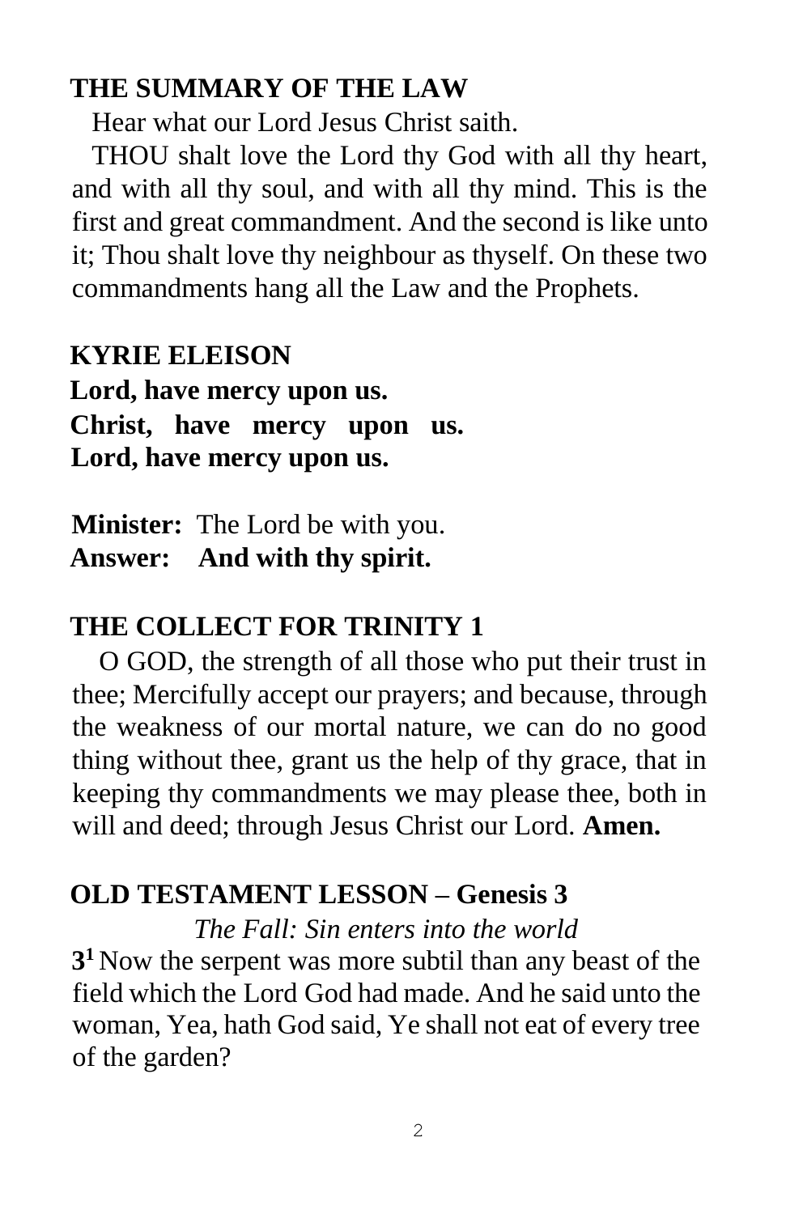## THE SUMMARY OF THE LAW

Hear what our Lord Jesus Christ saith.

THOU shalt love the Lord thy God with all thy heart, and with all thy soul, and with all thy mind. This is the first and great commandment. And the second is like unto it; Thou shalt love thy neighbour as thyself. On these two commandments hang all the Law and the Prophets.

## KYRIE ELEISON

**Lord, have mercy upon us.**
**Christ, have mercy upon us.**
**Lord, have mercy upon us.**

**Minister:** The Lord be with you.
**Answer: And with thy spirit.**

## THE COLLECT FOR TRINITY 1

O GOD, the strength of all those who put their trust in thee; Mercifully accept our prayers; and because, through the weakness of our mortal nature, we can do no good thing without thee, grant us the help of thy grace, that in keeping thy commandments we may please thee, both in will and deed; through Jesus Christ our Lord. **Amen.**

## OLD TESTAMENT LESSON – Genesis 3

*The Fall: Sin enters into the world*

**3**[1] Now the serpent was more subtil than any beast of the field which the Lord God had made. And he said unto the woman, Yea, hath God said, Ye shall not eat of every tree of the garden?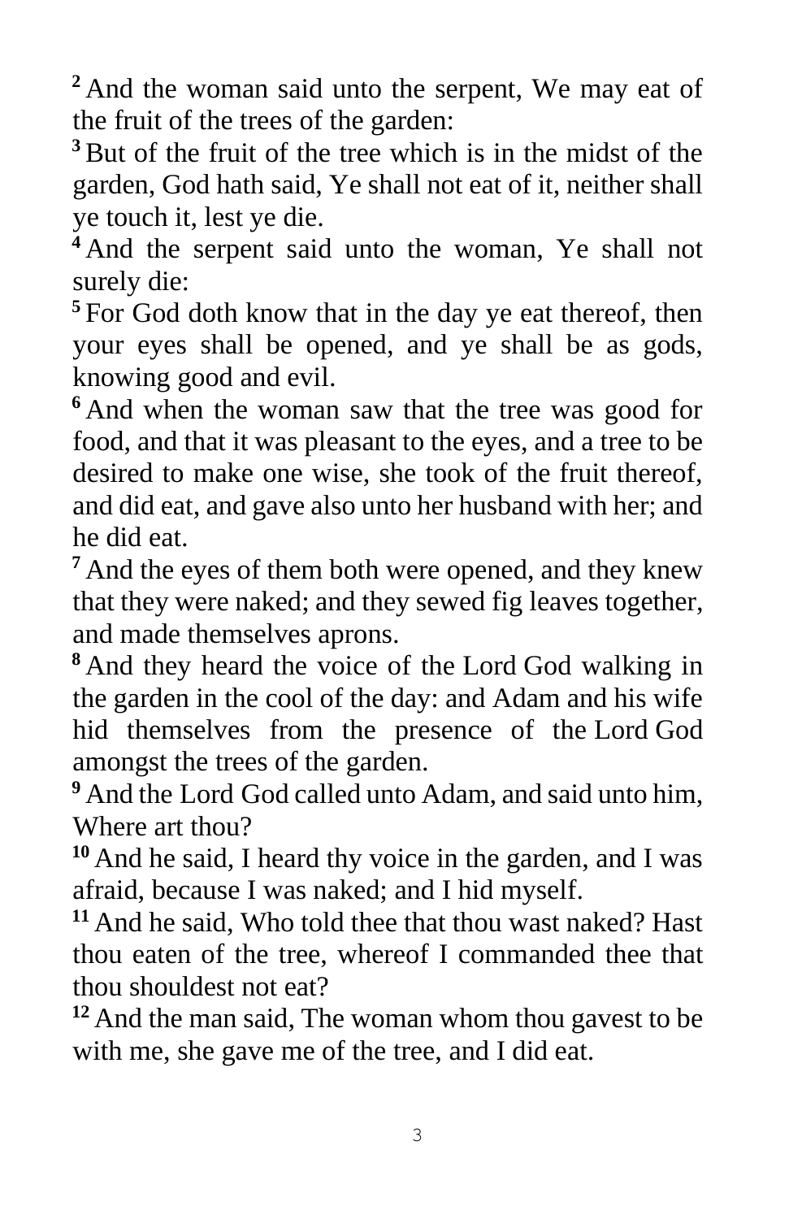[2] And the woman said unto the serpent, We may eat of the fruit of the trees of the garden:

[3] But of the fruit of the tree which is in the midst of the garden, God hath said, Ye shall not eat of it, neither shall ye touch it, lest ye die.

[4] And the serpent said unto the woman, Ye shall not surely die:

[5] For God doth know that in the day ye eat thereof, then your eyes shall be opened, and ye shall be as gods, knowing good and evil.

[6] And when the woman saw that the tree was good for food, and that it was pleasant to the eyes, and a tree to be desired to make one wise, she took of the fruit thereof, and did eat, and gave also unto her husband with her; and he did eat.

[7] And the eyes of them both were opened, and they knew that they were naked; and they sewed fig leaves together, and made themselves aprons.

[8] And they heard the voice of the Lord God walking in the garden in the cool of the day: and Adam and his wife hid themselves from the presence of the Lord God amongst the trees of the garden.

[9] And the Lord God called unto Adam, and said unto him, Where art thou?

[10] And he said, I heard thy voice in the garden, and I was afraid, because I was naked; and I hid myself.

[11] And he said, Who told thee that thou wast naked? Hast thou eaten of the tree, whereof I commanded thee that thou shouldest not eat?

[12] And the man said, The woman whom thou gavest to be with me, she gave me of the tree, and I did eat.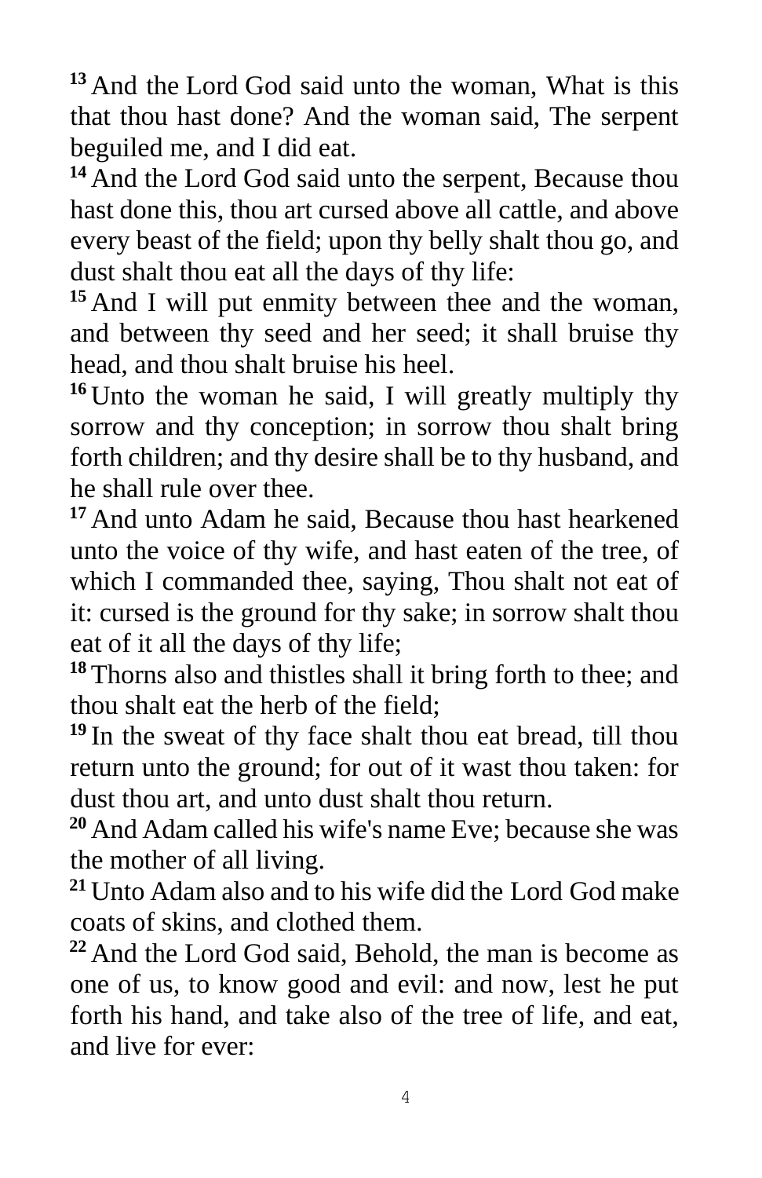[13] And the Lord God said unto the woman, What is this that thou hast done? And the woman said, The serpent beguiled me, and I did eat.

[14] And the Lord God said unto the serpent, Because thou hast done this, thou art cursed above all cattle, and above every beast of the field; upon thy belly shalt thou go, and dust shalt thou eat all the days of thy life:

[15] And I will put enmity between thee and the woman, and between thy seed and her seed; it shall bruise thy head, and thou shalt bruise his heel.

[16] Unto the woman he said, I will greatly multiply thy sorrow and thy conception; in sorrow thou shalt bring forth children; and thy desire shall be to thy husband, and he shall rule over thee.

[17] And unto Adam he said, Because thou hast hearkened unto the voice of thy wife, and hast eaten of the tree, of which I commanded thee, saying, Thou shalt not eat of it: cursed is the ground for thy sake; in sorrow shalt thou eat of it all the days of thy life;

[18] Thorns also and thistles shall it bring forth to thee; and thou shalt eat the herb of the field;

[19] In the sweat of thy face shalt thou eat bread, till thou return unto the ground; for out of it wast thou taken: for dust thou art, and unto dust shalt thou return.

[20] And Adam called his wife's name Eve; because she was the mother of all living.

[21] Unto Adam also and to his wife did the Lord God make coats of skins, and clothed them.

[22] And the Lord God said, Behold, the man is become as one of us, to know good and evil: and now, lest he put forth his hand, and take also of the tree of life, and eat, and live for ever: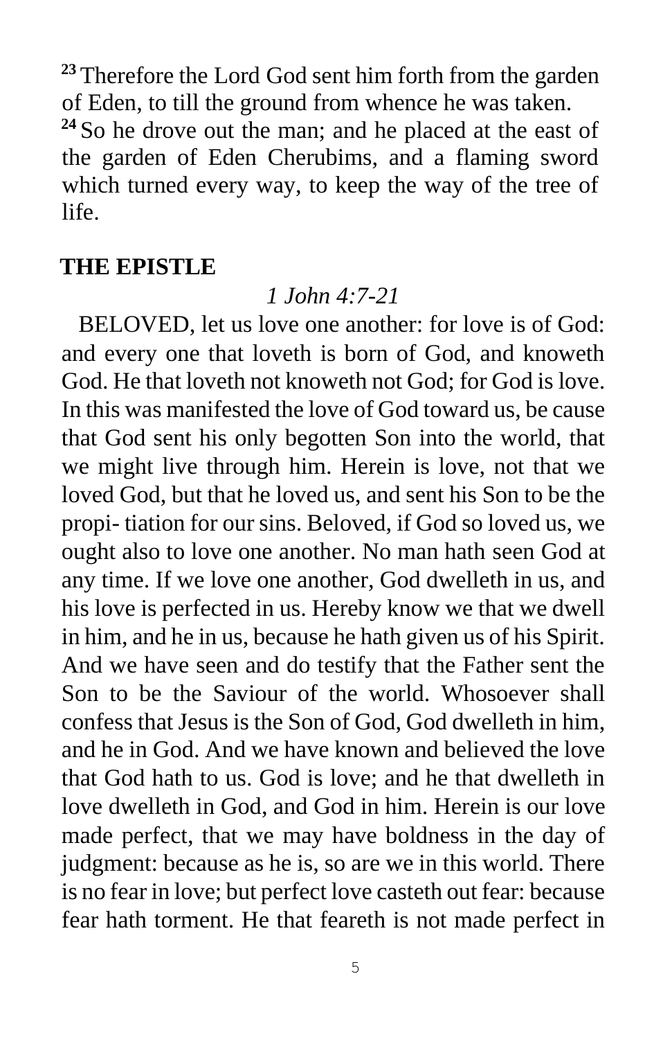[23] Therefore the Lord God sent him forth from the garden of Eden, to till the ground from whence he was taken.
[24] So he drove out the man; and he placed at the east of the garden of Eden Cherubims, and a flaming sword which turned every way, to keep the way of the tree of life.

## THE EPISTLE

*1 John 4:7-21*

BELOVED, let us love one another: for love is of God: and every one that loveth is born of God, and knoweth God. He that loveth not knoweth not God; for God is love. In this was manifested the love of God toward us, be cause that God sent his only begotten Son into the world, that we might live through him. Herein is love, not that we loved God, but that he loved us, and sent his Son to be the propi- tiation for our sins. Beloved, if God so loved us, we ought also to love one another. No man hath seen God at any time. If we love one another, God dwelleth in us, and his love is perfected in us. Hereby know we that we dwell in him, and he in us, because he hath given us of his Spirit. And we have seen and do testify that the Father sent the Son to be the Saviour of the world. Whosoever shall confess that Jesus is the Son of God, God dwelleth in him, and he in God. And we have known and believed the love that God hath to us. God is love; and he that dwelleth in love dwelleth in God, and God in him. Herein is our love made perfect, that we may have boldness in the day of judgment: because as he is, so are we in this world. There is no fear in love; but perfect love casteth out fear: because fear hath torment. He that feareth is not made perfect in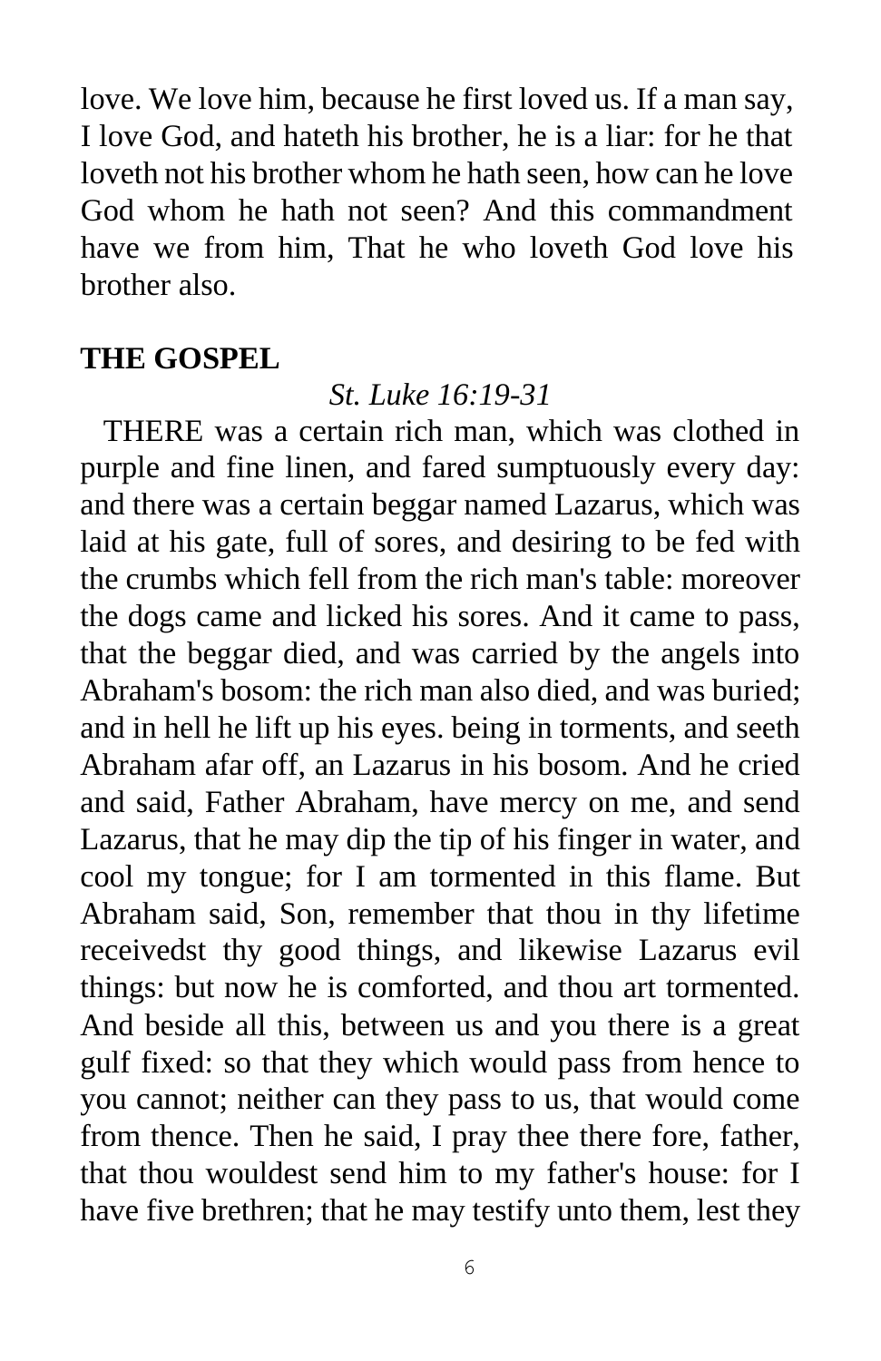love. We love him, because he first loved us. If a man say, I love God, and hateth his brother, he is a liar: for he that loveth not his brother whom he hath seen, how can he love God whom he hath not seen? And this commandment have we from him, That he who loveth God love his brother also.

**THE GOSPEL**

*St. Luke 16:19-31*

THERE was a certain rich man, which was clothed in purple and fine linen, and fared sumptuously every day: and there was a certain beggar named Lazarus, which was laid at his gate, full of sores, and desiring to be fed with the crumbs which fell from the rich man's table: moreover the dogs came and licked his sores. And it came to pass, that the beggar died, and was carried by the angels into Abraham's bosom: the rich man also died, and was buried; and in hell he lift up his eyes. being in torments, and seeth Abraham afar off, an Lazarus in his bosom. And he cried and said, Father Abraham, have mercy on me, and send Lazarus, that he may dip the tip of his finger in water, and cool my tongue; for I am tormented in this flame. But Abraham said, Son, remember that thou in thy lifetime receivedst thy good things, and likewise Lazarus evil things: but now he is comforted, and thou art tormented. And beside all this, between us and you there is a great gulf fixed: so that they which would pass from hence to you cannot; neither can they pass to us, that would come from thence. Then he said, I pray thee there fore, father, that thou wouldest send him to my father's house: for I have five brethren; that he may testify unto them, lest they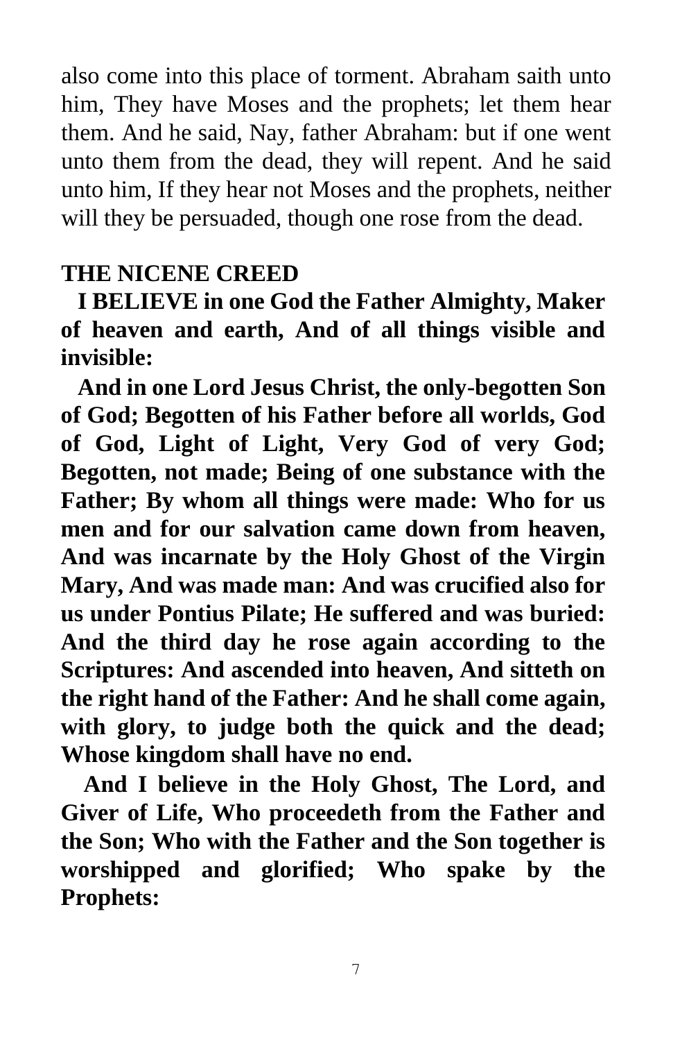also come into this place of torment. Abraham saith unto him, They have Moses and the prophets; let them hear them. And he said, Nay, father Abraham: but if one went unto them from the dead, they will repent. And he said unto him, If they hear not Moses and the prophets, neither will they be persuaded, though one rose from the dead.

## THE NICENE CREED

**I BELIEVE in one God the Father Almighty, Maker of heaven and earth, And of all things visible and invisible:**

**And in one Lord Jesus Christ, the only-begotten Son of God; Begotten of his Father before all worlds, God of God, Light of Light, Very God of very God; Begotten, not made; Being of one substance with the Father; By whom all things were made: Who for us men and for our salvation came down from heaven, And was incarnate by the Holy Ghost of the Virgin Mary, And was made man: And was crucified also for us under Pontius Pilate; He suffered and was buried: And the third day he rose again according to the Scriptures: And ascended into heaven, And sitteth on the right hand of the Father: And he shall come again, with glory, to judge both the quick and the dead; Whose kingdom shall have no end.**

**And I believe in the Holy Ghost, The Lord, and Giver of Life, Who proceedeth from the Father and the Son; Who with the Father and the Son together is worshipped and glorified; Who spake by the Prophets:**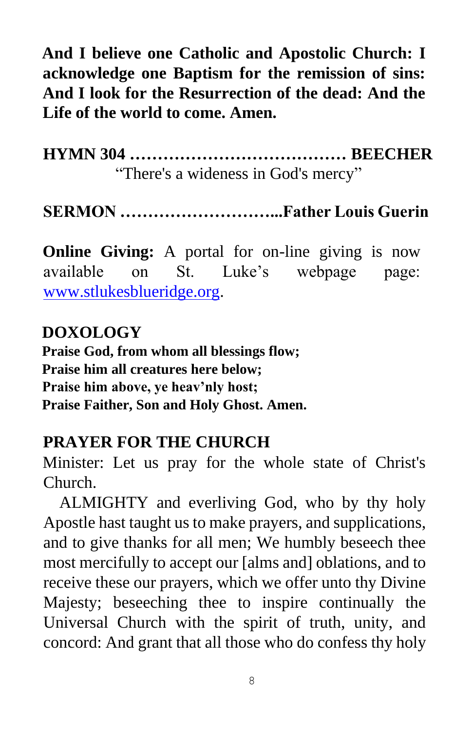**And I believe one Catholic and Apostolic Church: I acknowledge one Baptism for the remission of sins: And I look for the Resurrection of the dead: And the Life of the world to come. Amen.**

**HYMN 304 ………………………………… BEECHER**
"There's a wideness in God's mercy"

**SERMON ………………………...Father Louis Guerin**

**Online Giving:** A portal for on-line giving is now available on St. Luke's webpage page: www.stlukesblueridge.org.

## DOXOLOGY

**Praise God, from whom all blessings flow;**
**Praise him all creatures here below;**
**Praise him above, ye heav'nly host;**
**Praise Faither, Son and Holy Ghost. Amen.**

## PRAYER FOR THE CHURCH

Minister: Let us pray for the whole state of Christ's Church.

ALMIGHTY and everliving God, who by thy holy Apostle hast taught us to make prayers, and supplications, and to give thanks for all men; We humbly beseech thee most mercifully to accept our [alms and] oblations, and to receive these our prayers, which we offer unto thy Divine Majesty; beseeching thee to inspire continually the Universal Church with the spirit of truth, unity, and concord: And grant that all those who do confess thy holy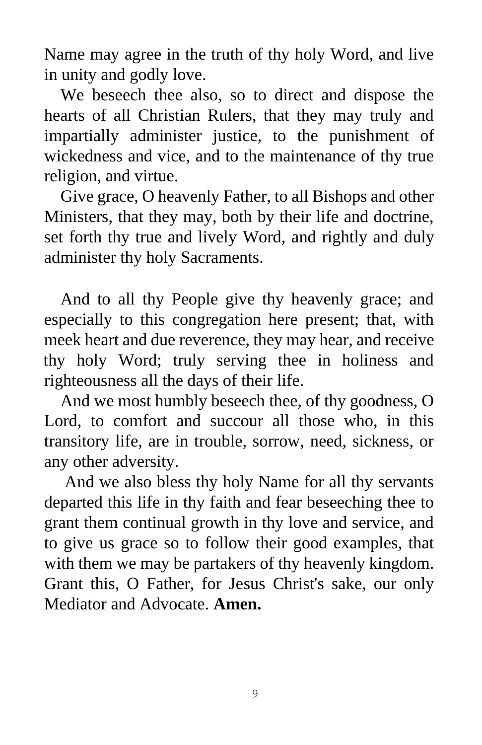Name may agree in the truth of thy holy Word, and live in unity and godly love.

We beseech thee also, so to direct and dispose the hearts of all Christian Rulers, that they may truly and impartially administer justice, to the punishment of wickedness and vice, and to the maintenance of thy true religion, and virtue.

Give grace, O heavenly Father, to all Bishops and other Ministers, that they may, both by their life and doctrine, set forth thy true and lively Word, and rightly and duly administer thy holy Sacraments.

And to all thy People give thy heavenly grace; and especially to this congregation here present; that, with meek heart and due reverence, they may hear, and receive thy holy Word; truly serving thee in holiness and righteousness all the days of their life.

And we most humbly beseech thee, of thy goodness, O Lord, to comfort and succour all those who, in this transitory life, are in trouble, sorrow, need, sickness, or any other adversity.

And we also bless thy holy Name for all thy servants departed this life in thy faith and fear beseeching thee to grant them continual growth in thy love and service, and to give us grace so to follow their good examples, that with them we may be partakers of thy heavenly kingdom. Grant this, O Father, for Jesus Christ's sake, our only Mediator and Advocate. **Amen.**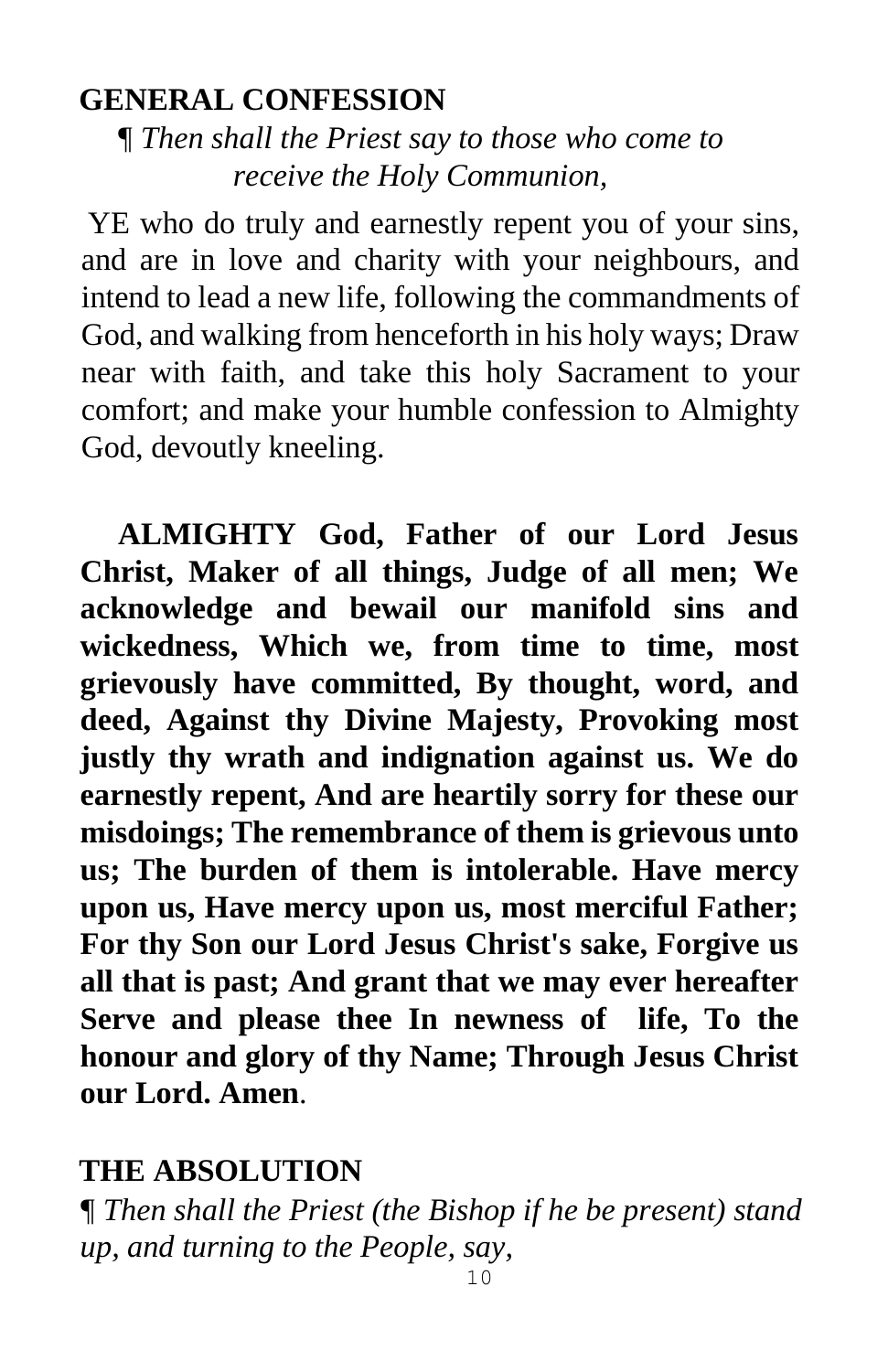## GENERAL CONFESSION

*¶ Then shall the Priest say to those who come to receive the Holy Communion,*

YE who do truly and earnestly repent you of your sins, and are in love and charity with your neighbours, and intend to lead a new life, following the commandments of God, and walking from henceforth in his holy ways; Draw near with faith, and take this holy Sacrament to your comfort; and make your humble confession to Almighty God, devoutly kneeling.

**ALMIGHTY God, Father of our Lord Jesus Christ, Maker of all things, Judge of all men; We acknowledge and bewail our manifold sins and wickedness, Which we, from time to time, most grievously have committed, By thought, word, and deed, Against thy Divine Majesty, Provoking most justly thy wrath and indignation against us. We do earnestly repent, And are heartily sorry for these our misdoings; The remembrance of them is grievous unto us; The burden of them is intolerable. Have mercy upon us, Have mercy upon us, most merciful Father; For thy Son our Lord Jesus Christ's sake, Forgive us all that is past; And grant that we may ever hereafter Serve and please thee In newness of life, To the honour and glory of thy Name; Through Jesus Christ our Lord. Amen**.

## THE ABSOLUTION

*¶ Then shall the Priest (the Bishop if he be present) stand up, and turning to the People, say,*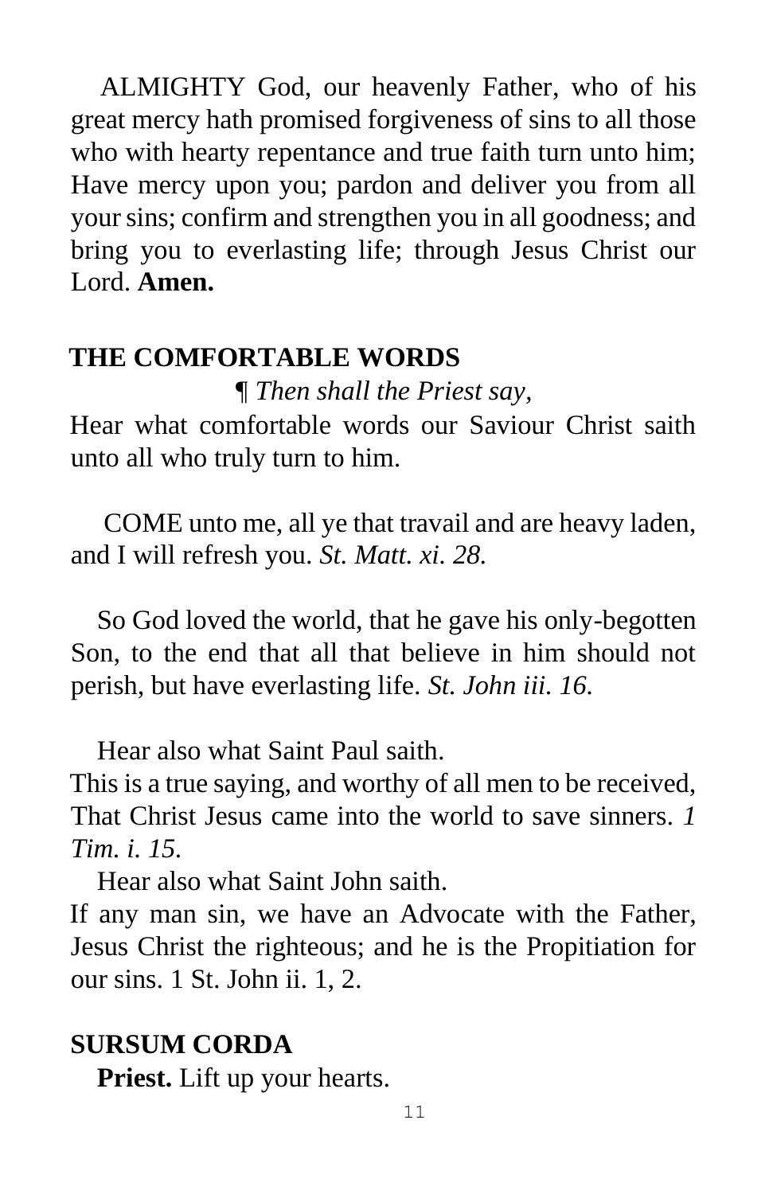ALMIGHTY God, our heavenly Father, who of his great mercy hath promised forgiveness of sins to all those who with hearty repentance and true faith turn unto him; Have mercy upon you; pardon and deliver you from all your sins; confirm and strengthen you in all goodness; and bring you to everlasting life; through Jesus Christ our Lord. **Amen.**

## THE COMFORTABLE WORDS

¶ *Then shall the Priest say,*

Hear what comfortable words our Saviour Christ saith unto all who truly turn to him.

COME unto me, all ye that travail and are heavy laden, and I will refresh you. *St. Matt. xi. 28.*

So God loved the world, that he gave his only-begotten Son, to the end that all that believe in him should not perish, but have everlasting life. *St. John iii. 16.*

Hear also what Saint Paul saith.

This is a true saying, and worthy of all men to be received, That Christ Jesus came into the world to save sinners. *1 Tim. i. 15.*

Hear also what Saint John saith.

If any man sin, we have an Advocate with the Father, Jesus Christ the righteous; and he is the Propitiation for our sins. 1 St. John ii. 1, 2.

## SURSUM CORDA

**Priest.** Lift up your hearts.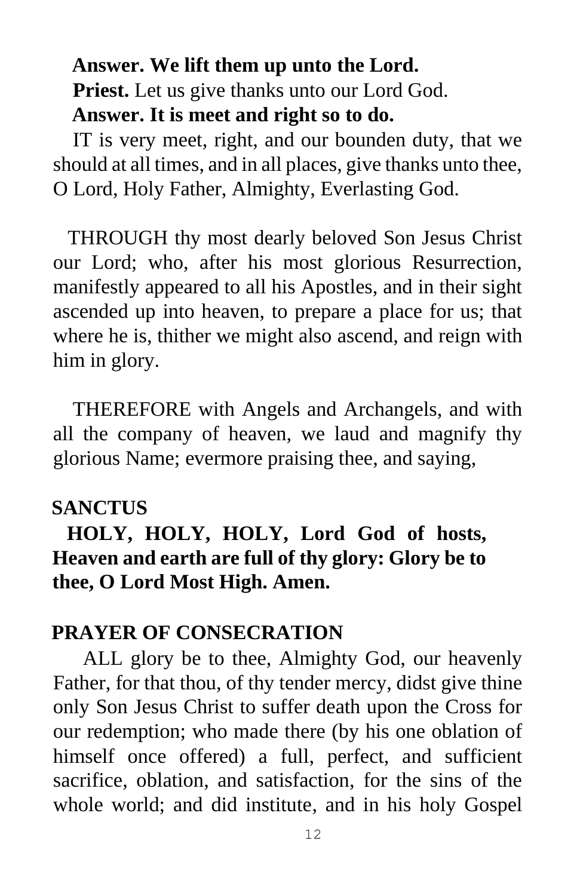**Answer. We lift them up unto the Lord.**

**Priest.** Let us give thanks unto our Lord God.

**Answer. It is meet and right so to do.**

IT is very meet, right, and our bounden duty, that we should at all times, and in all places, give thanks unto thee, O Lord, Holy Father, Almighty, Everlasting God.

THROUGH thy most dearly beloved Son Jesus Christ our Lord; who, after his most glorious Resurrection, manifestly appeared to all his Apostles, and in their sight ascended up into heaven, to prepare a place for us; that where he is, thither we might also ascend, and reign with him in glory.

THEREFORE with Angels and Archangels, and with all the company of heaven, we laud and magnify thy glorious Name; evermore praising thee, and saying,

## SANCTUS

**HOLY, HOLY, HOLY, Lord God of hosts, Heaven and earth are full of thy glory: Glory be to thee, O Lord Most High. Amen.**

## PRAYER OF CONSECRATION

ALL glory be to thee, Almighty God, our heavenly Father, for that thou, of thy tender mercy, didst give thine only Son Jesus Christ to suffer death upon the Cross for our redemption; who made there (by his one oblation of himself once offered) a full, perfect, and sufficient sacrifice, oblation, and satisfaction, for the sins of the whole world; and did institute, and in his holy Gospel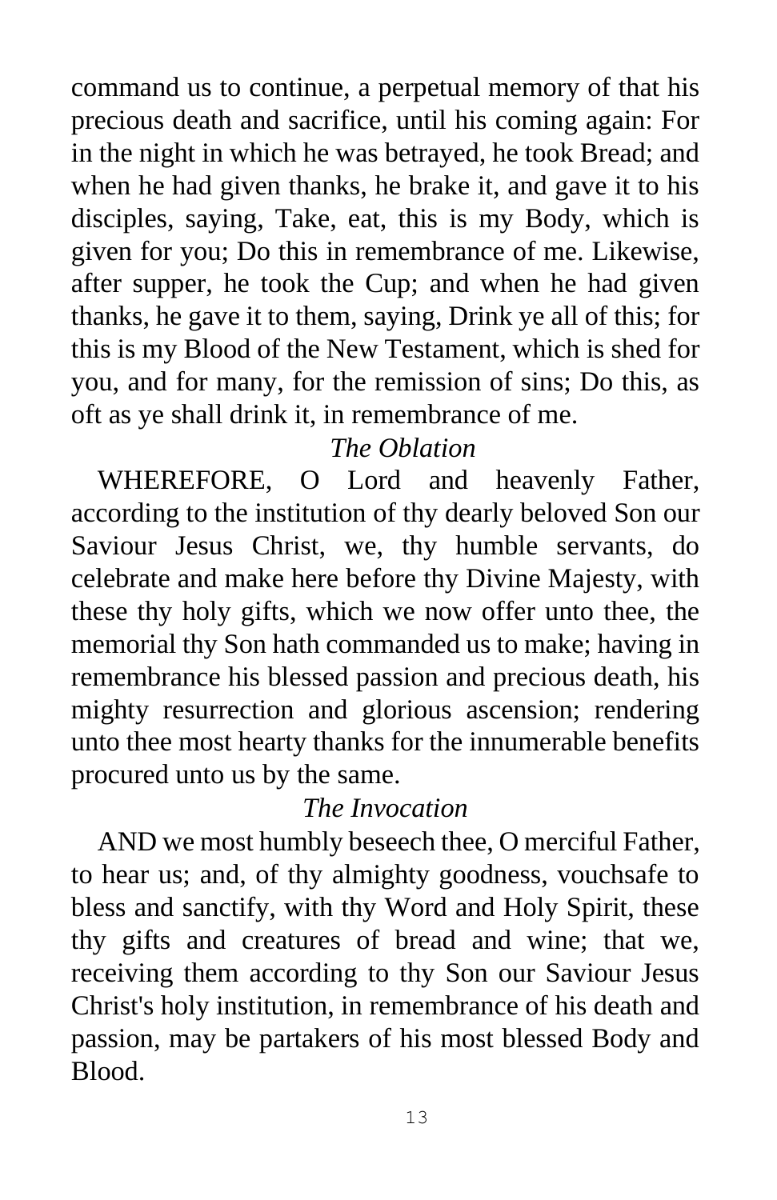command us to continue, a perpetual memory of that his precious death and sacrifice, until his coming again: For in the night in which he was betrayed, he took Bread; and when he had given thanks, he brake it, and gave it to his disciples, saying, Take, eat, this is my Body, which is given for you; Do this in remembrance of me. Likewise, after supper, he took the Cup; and when he had given thanks, he gave it to them, saying, Drink ye all of this; for this is my Blood of the New Testament, which is shed for you, and for many, for the remission of sins; Do this, as oft as ye shall drink it, in remembrance of me.

*The Oblation*

WHEREFORE, O Lord and heavenly Father, according to the institution of thy dearly beloved Son our Saviour Jesus Christ, we, thy humble servants, do celebrate and make here before thy Divine Majesty, with these thy holy gifts, which we now offer unto thee, the memorial thy Son hath commanded us to make; having in remembrance his blessed passion and precious death, his mighty resurrection and glorious ascension; rendering unto thee most hearty thanks for the innumerable benefits procured unto us by the same.

*The Invocation*

AND we most humbly beseech thee, O merciful Father, to hear us; and, of thy almighty goodness, vouchsafe to bless and sanctify, with thy Word and Holy Spirit, these thy gifts and creatures of bread and wine; that we, receiving them according to thy Son our Saviour Jesus Christ's holy institution, in remembrance of his death and passion, may be partakers of his most blessed Body and Blood.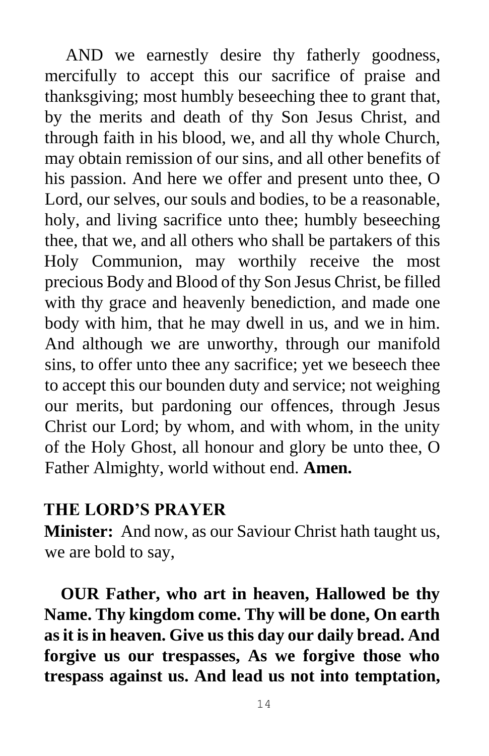AND we earnestly desire thy fatherly goodness, mercifully to accept this our sacrifice of praise and thanksgiving; most humbly beseeching thee to grant that, by the merits and death of thy Son Jesus Christ, and through faith in his blood, we, and all thy whole Church, may obtain remission of our sins, and all other benefits of his passion. And here we offer and present unto thee, O Lord, our selves, our souls and bodies, to be a reasonable, holy, and living sacrifice unto thee; humbly beseeching thee, that we, and all others who shall be partakers of this Holy Communion, may worthily receive the most precious Body and Blood of thy Son Jesus Christ, be filled with thy grace and heavenly benediction, and made one body with him, that he may dwell in us, and we in him. And although we are unworthy, through our manifold sins, to offer unto thee any sacrifice; yet we beseech thee to accept this our bounden duty and service; not weighing our merits, but pardoning our offences, through Jesus Christ our Lord; by whom, and with whom, in the unity of the Holy Ghost, all honour and glory be unto thee, O Father Almighty, world without end. **Amen.**

## THE LORD'S PRAYER

**Minister:** And now, as our Saviour Christ hath taught us, we are bold to say,

**OUR Father, who art in heaven, Hallowed be thy Name. Thy kingdom come. Thy will be done, On earth as it is in heaven. Give us this day our daily bread. And forgive us our trespasses, As we forgive those who trespass against us. And lead us not into temptation,**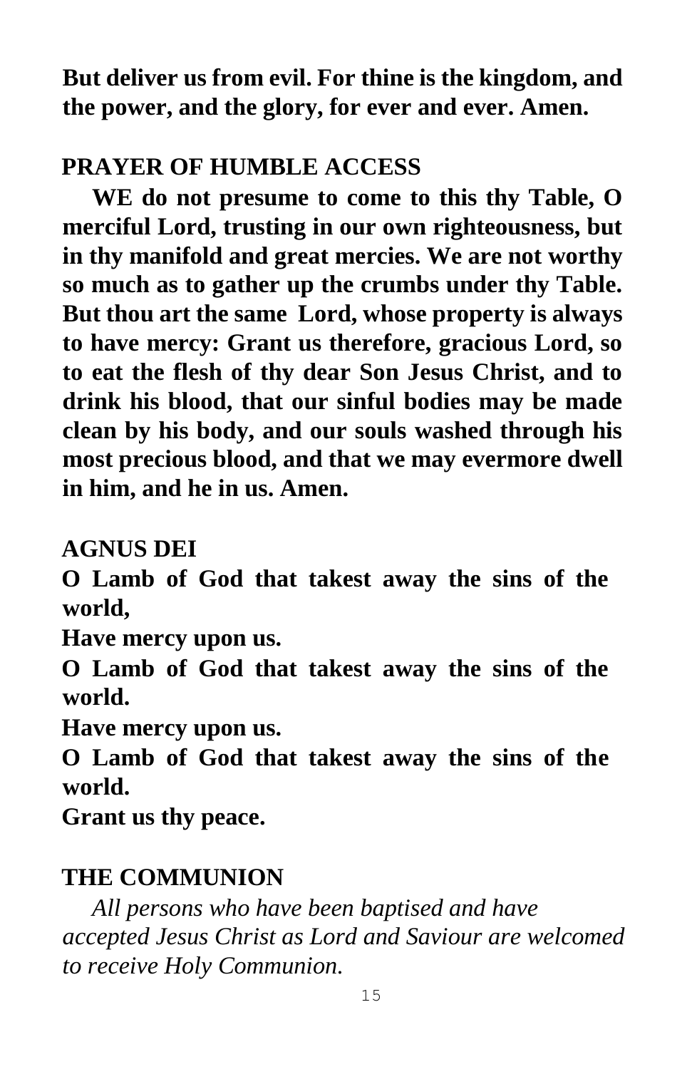**But deliver us from evil. For thine is the kingdom, and the power, and the glory, for ever and ever. Amen.**

## PRAYER OF HUMBLE ACCESS

**WE do not presume to come to this thy Table, O merciful Lord, trusting in our own righteousness, but in thy manifold and great mercies. We are not worthy so much as to gather up the crumbs under thy Table. But thou art the same Lord, whose property is always to have mercy: Grant us therefore, gracious Lord, so to eat the flesh of thy dear Son Jesus Christ, and to drink his blood, that our sinful bodies may be made clean by his body, and our souls washed through his most precious blood, and that we may evermore dwell in him, and he in us. Amen.**

## AGNUS DEI

**O Lamb of God that takest away the sins of the world,**
**Have mercy upon us.**
**O Lamb of God that takest away the sins of the world.**
**Have mercy upon us.**
**O Lamb of God that takest away the sins of the world.**
**Grant us thy peace.**

## THE COMMUNION

*All persons who have been baptised and have accepted Jesus Christ as Lord and Saviour are welcomed to receive Holy Communion.*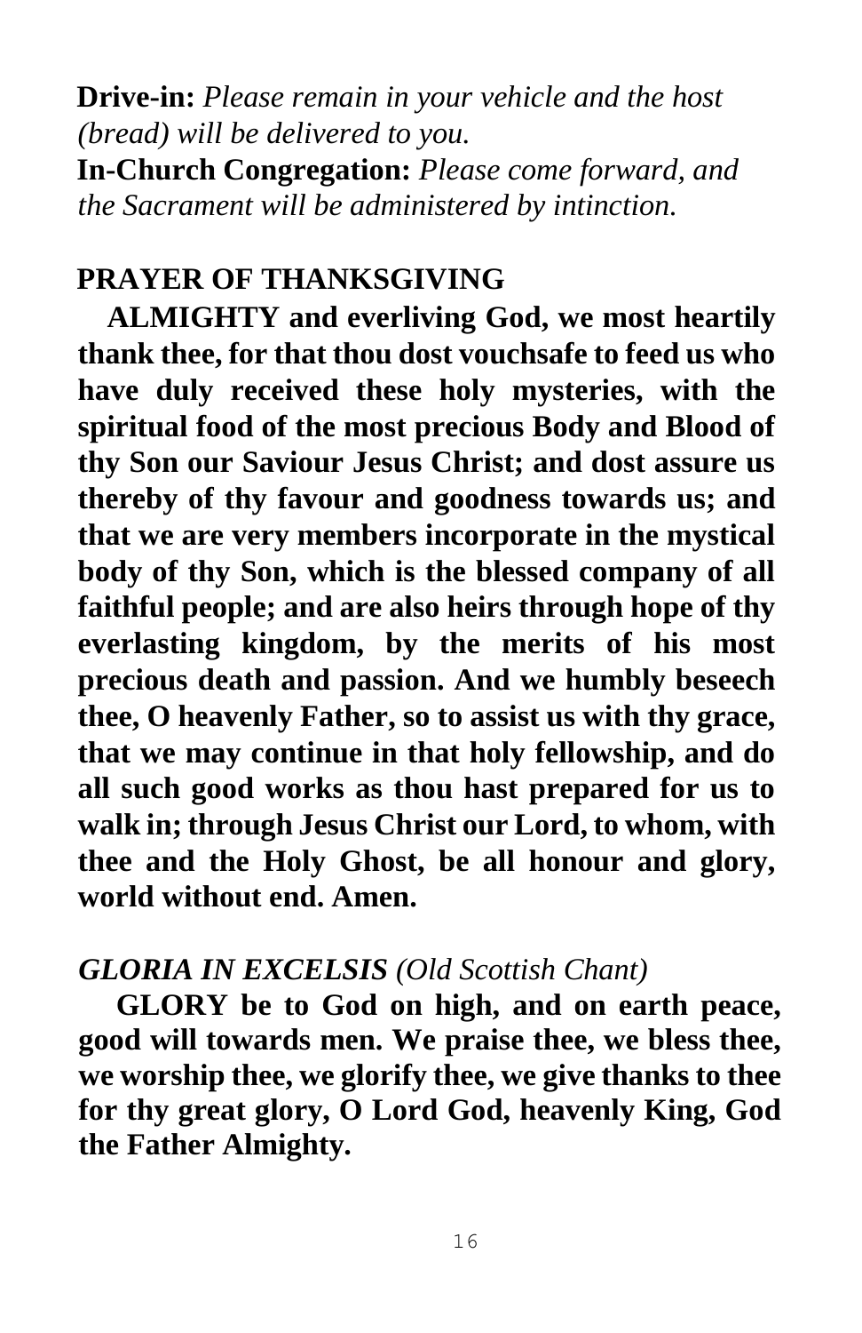**Drive-in:** *Please remain in your vehicle and the host (bread) will be delivered to you.*
**In-Church Congregation:** *Please come forward, and the Sacrament will be administered by intinction.*

## PRAYER OF THANKSGIVING

**ALMIGHTY and everliving God, we most heartily thank thee, for that thou dost vouchsafe to feed us who have duly received these holy mysteries, with the spiritual food of the most precious Body and Blood of thy Son our Saviour Jesus Christ; and dost assure us thereby of thy favour and goodness towards us; and that we are very members incorporate in the mystical body of thy Son, which is the blessed company of all faithful people; and are also heirs through hope of thy everlasting kingdom, by the merits of his most precious death and passion. And we humbly beseech thee, O heavenly Father, so to assist us with thy grace, that we may continue in that holy fellowship, and do all such good works as thou hast prepared for us to walk in; through Jesus Christ our Lord, to whom, with thee and the Holy Ghost, be all honour and glory, world without end. Amen.**

## *GLORIA IN EXCELSIS (Old Scottish Chant)*

**GLORY be to God on high, and on earth peace, good will towards men. We praise thee, we bless thee, we worship thee, we glorify thee, we give thanks to thee for thy great glory, O Lord God, heavenly King, God the Father Almighty.**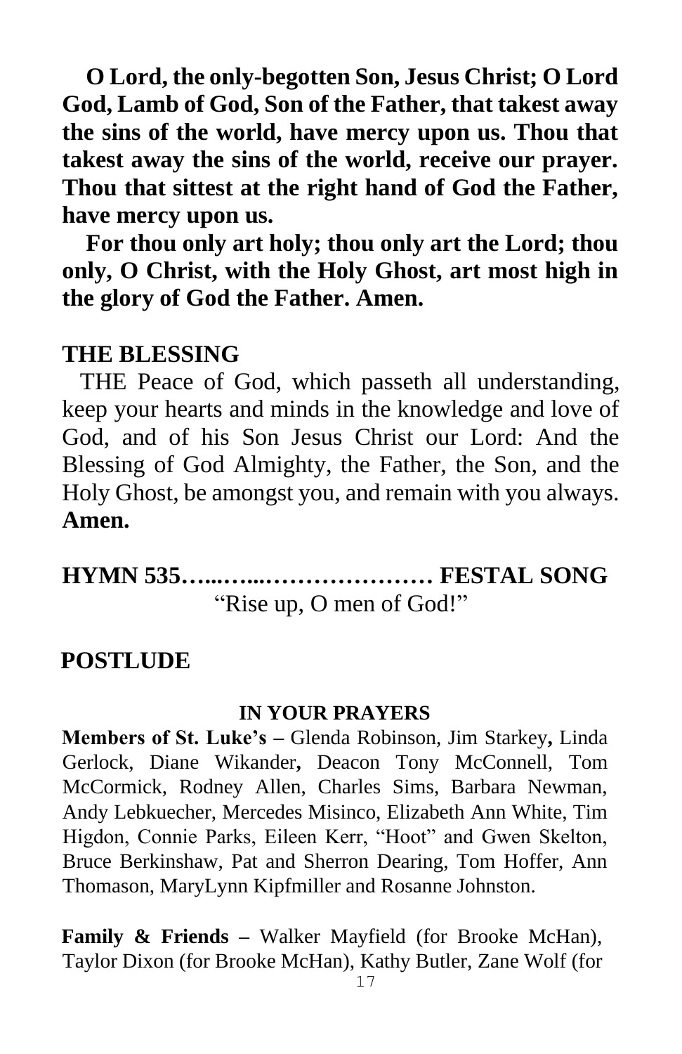**O Lord, the only-begotten Son, Jesus Christ; O Lord God, Lamb of God, Son of the Father, that takest away the sins of the world, have mercy upon us. Thou that takest away the sins of the world, receive our prayer. Thou that sittest at the right hand of God the Father, have mercy upon us.**

**For thou only art holy; thou only art the Lord; thou only, O Christ, with the Holy Ghost, art most high in the glory of God the Father. Amen.**

## THE BLESSING

THE Peace of God, which passeth all understanding, keep your hearts and minds in the knowledge and love of God, and of his Son Jesus Christ our Lord: And the Blessing of God Almighty, the Father, the Son, and the Holy Ghost, be amongst you, and remain with you always. **Amen.**

## HYMN 535…...…...………………… FESTAL SONG

"Rise up, O men of God!"

## POSTLUDE

### IN YOUR PRAYERS

**Members of St. Luke's –** Glenda Robinson, Jim Starkey**,** Linda Gerlock, Diane Wikander**,** Deacon Tony McConnell, Tom McCormick, Rodney Allen, Charles Sims, Barbara Newman, Andy Lebkuecher, Mercedes Misinco, Elizabeth Ann White, Tim Higdon, Connie Parks, Eileen Kerr, "Hoot" and Gwen Skelton, Bruce Berkinshaw, Pat and Sherron Dearing, Tom Hoffer, Ann Thomason, MaryLynn Kipfmiller and Rosanne Johnston.

**Family & Friends –** Walker Mayfield (for Brooke McHan), Taylor Dixon (for Brooke McHan), Kathy Butler, Zane Wolf (for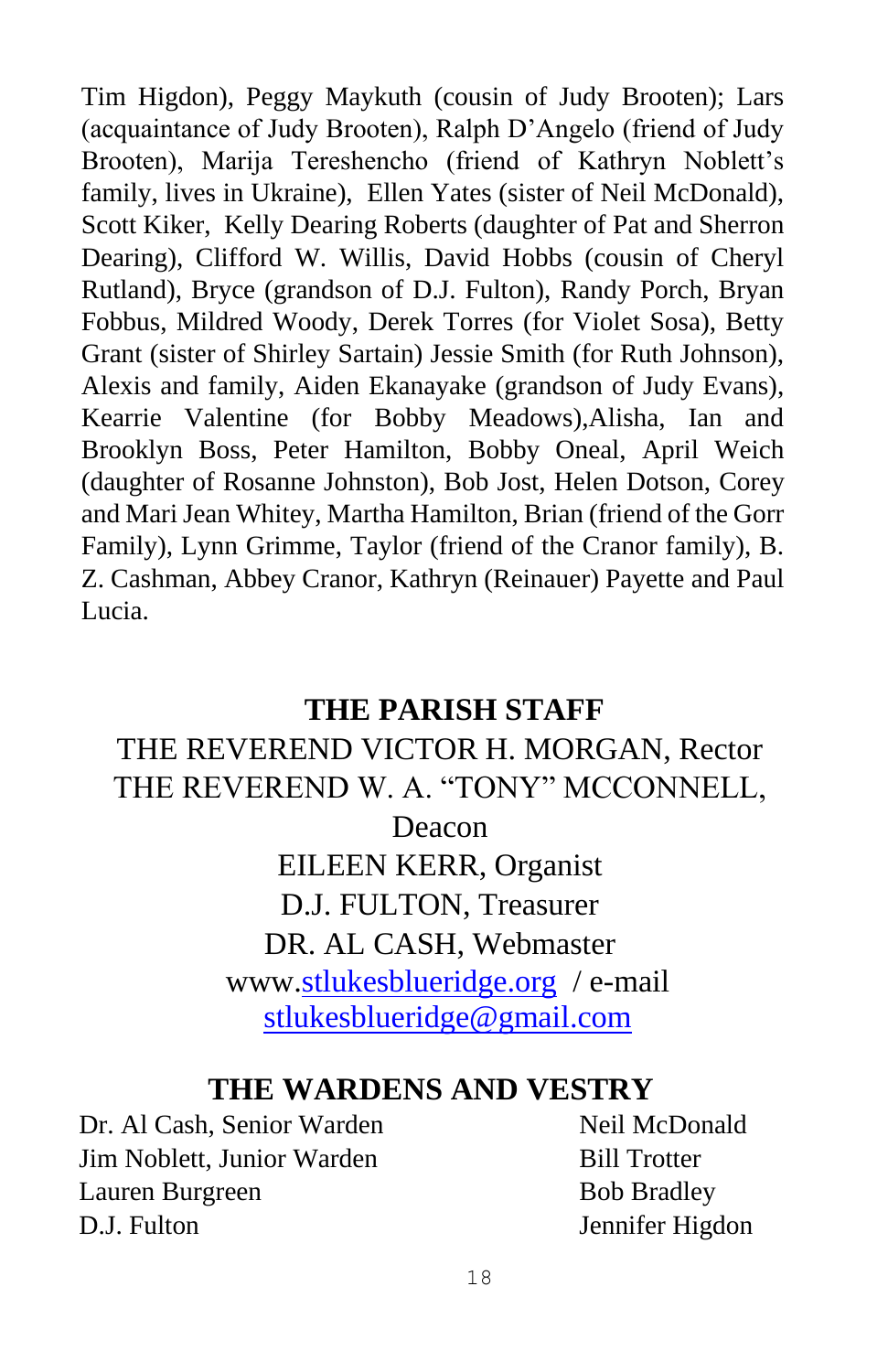Tim Higdon), Peggy Maykuth (cousin of Judy Brooten); Lars (acquaintance of Judy Brooten), Ralph D'Angelo (friend of Judy Brooten), Marija Tereshencho (friend of Kathryn Noblett's family, lives in Ukraine), Ellen Yates (sister of Neil McDonald), Scott Kiker, Kelly Dearing Roberts (daughter of Pat and Sherron Dearing), Clifford W. Willis, David Hobbs (cousin of Cheryl Rutland), Bryce (grandson of D.J. Fulton), Randy Porch, Bryan Fobbus, Mildred Woody, Derek Torres (for Violet Sosa), Betty Grant (sister of Shirley Sartain) Jessie Smith (for Ruth Johnson), Alexis and family, Aiden Ekanayake (grandson of Judy Evans), Kearrie Valentine (for Bobby Meadows),Alisha, Ian and Brooklyn Boss, Peter Hamilton, Bobby Oneal, April Weich (daughter of Rosanne Johnston), Bob Jost, Helen Dotson, Corey and Mari Jean Whitey, Martha Hamilton, Brian (friend of the Gorr Family), Lynn Grimme, Taylor (friend of the Cranor family), B. Z. Cashman, Abbey Cranor, Kathryn (Reinauer) Payette and Paul Lucia.

## THE PARISH STAFF

THE REVEREND VICTOR H. MORGAN, Rector

THE REVEREND W. A. "TONY" MCCONNELL, Deacon

EILEEN KERR, Organist

D.J. FULTON, Treasurer

DR. AL CASH, Webmaster

www.stlukesblueridge.org / e-mail stlukesblueridge@gmail.com

## THE WARDENS AND VESTRY

Dr. Al Cash, Senior Warden
Jim Noblett, Junior Warden
Lauren Burgreen
D.J. Fulton
Neil McDonald
Bill Trotter
Bob Bradley
Jennifer Higdon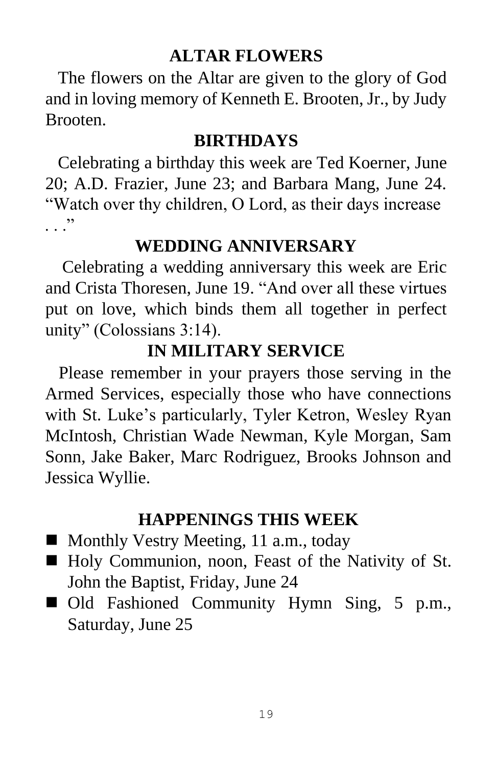## ALTAR FLOWERS

The flowers on the Altar are given to the glory of God and in loving memory of Kenneth E. Brooten, Jr., by Judy Brooten.

## BIRTHDAYS

Celebrating a birthday this week are Ted Koerner, June 20; A.D. Frazier, June 23; and Barbara Mang, June 24. "Watch over thy children, O Lord, as their days increase . . ."

## WEDDING ANNIVERSARY

Celebrating a wedding anniversary this week are Eric and Crista Thoresen, June 19. "And over all these virtues put on love, which binds them all together in perfect unity" (Colossians 3:14).

## IN MILITARY SERVICE

Please remember in your prayers those serving in the Armed Services, especially those who have connections with St. Luke's particularly, Tyler Ketron, Wesley Ryan McIntosh, Christian Wade Newman, Kyle Morgan, Sam Sonn, Jake Baker, Marc Rodriguez, Brooks Johnson and Jessica Wyllie.

## HAPPENINGS THIS WEEK

- Monthly Vestry Meeting, 11 a.m., today
- Holy Communion, noon, Feast of the Nativity of St. John the Baptist, Friday, June 24
- Old Fashioned Community Hymn Sing, 5 p.m., Saturday, June 25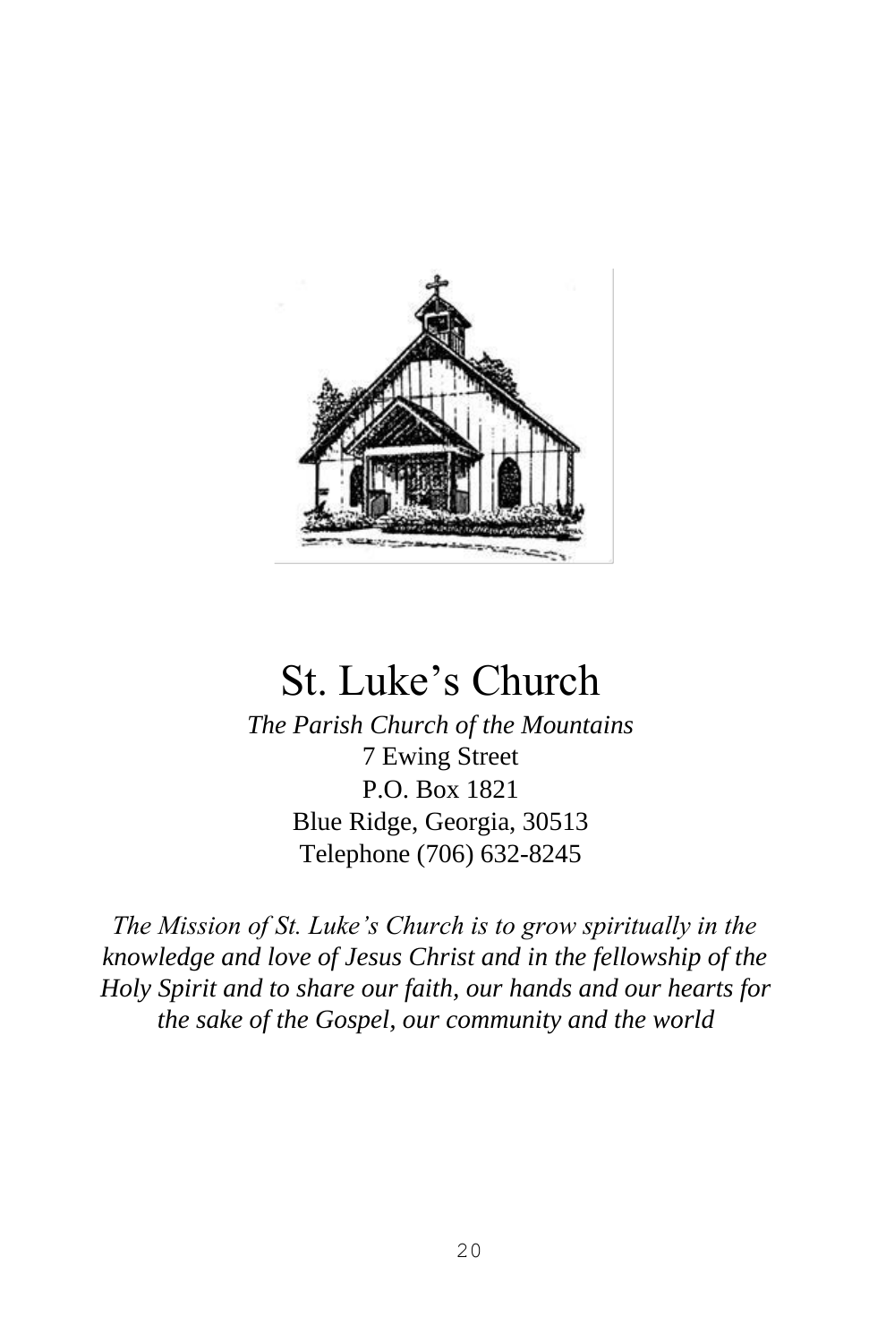# St. Luke's Church

*The Parish Church of the Mountains*
7 Ewing Street
P.O. Box 1821
Blue Ridge, Georgia, 30513
Telephone (706) 632-8245

*The Mission of St. Luke's Church is to grow spiritually in the knowledge and love of Jesus Christ and in the fellowship of the Holy Spirit and to share our faith, our hands and our hearts for the sake of the Gospel, our community and the world*